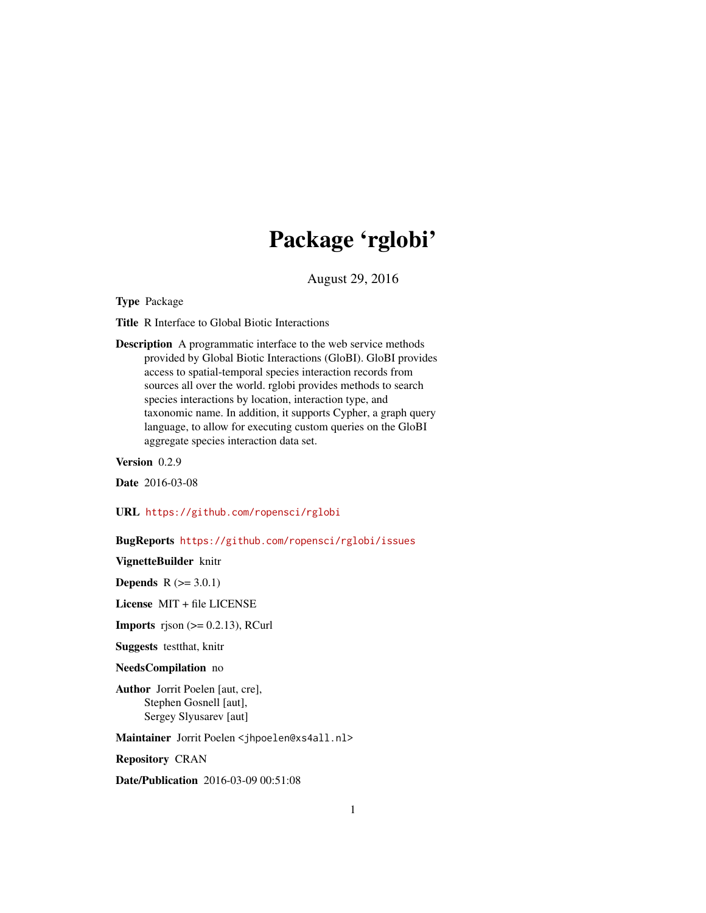# Package 'rglobi'

August 29, 2016

**Type** Package

**Title** R Interface to Global Biotic Interactions

**Description** A programmatic interface to the web service methods provided by Global Biotic Interactions (GloBI). GloBI provides access to spatial-temporal species interaction records from sources all over the world. rglobi provides methods to search species interactions by location, interaction type, and taxonomic name. In addition, it supports Cypher, a graph query language, to allow for executing custom queries on the GloBI aggregate species interaction data set.

**Version** 0.2.9

**Date** 2016-03-08

**URL** https://github.com/ropensci/rglobi

**BugReports** https://github.com/ropensci/rglobi/issues

**VignetteBuilder** knitr

**Depends** R (>= 3.0.1)

**License** MIT + file LICENSE

**Imports** rjson (>= 0.2.13), RCurl

**Suggests** testthat, knitr

**NeedsCompilation** no

**Author** Jorrit Poelen [aut, cre],
Stephen Gosnell [aut],
Sergey Slyusarev [aut]

**Maintainer** Jorrit Poelen <jhpoelen@xs4all.nl>

**Repository** CRAN

**Date/Publication** 2016-03-09 00:51:08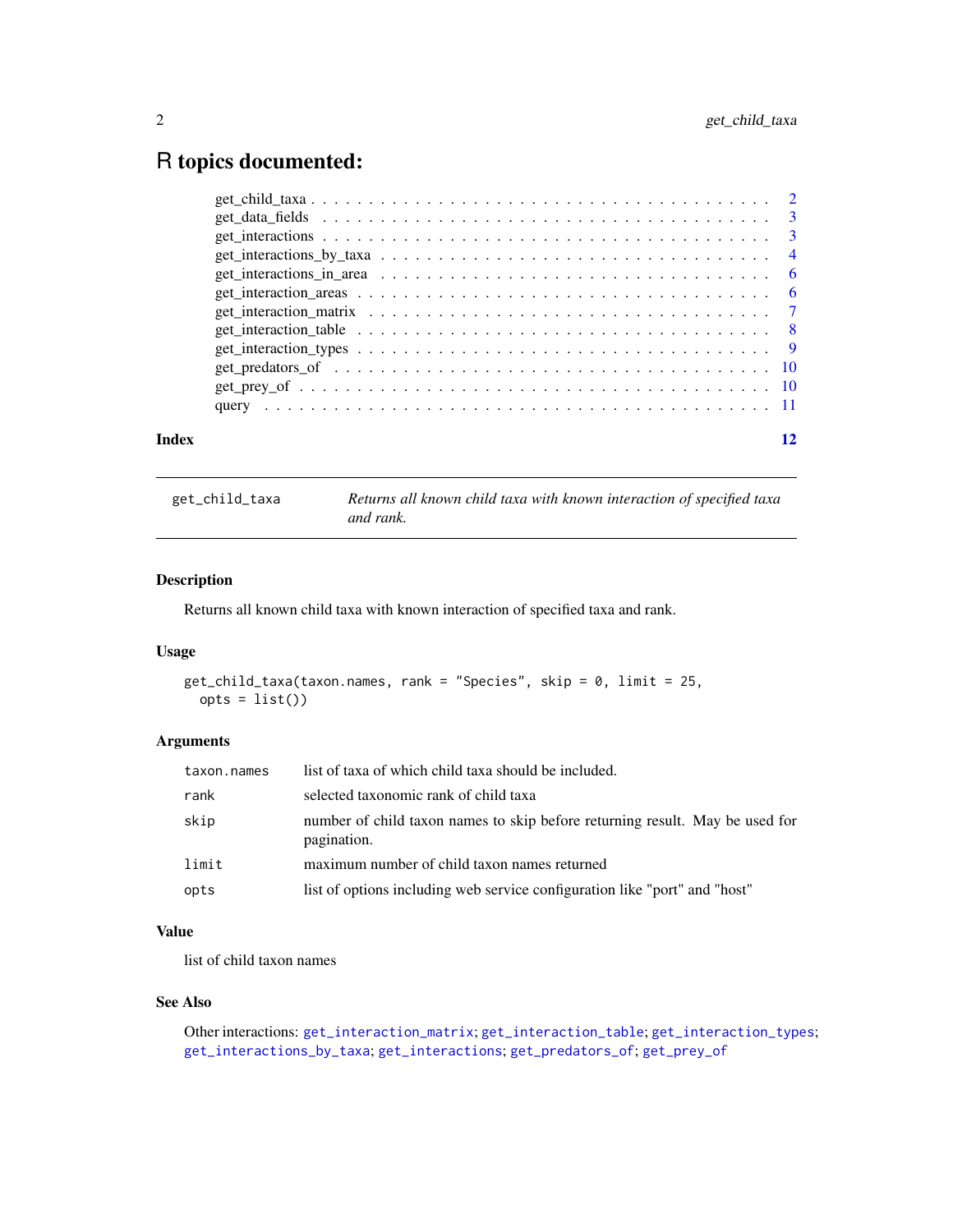# R topics documented:

| | |
|---|---|
| get_child_taxa | 2 |
| get_data_fields | 3 |
| get_interactions | 3 |
| get_interactions_by_taxa | 4 |
| get_interactions_in_area | 6 |
| get_interaction_areas | 6 |
| get_interaction_matrix | 7 |
| get_interaction_table | 8 |
| get_interaction_types | 9 |
| get_predators_of | 10 |
| get_prey_of | 10 |
| query | 11 |

**Index** **12**

---

`get_child_taxa` *Returns all known child taxa with known interaction of specified taxa and rank.*

---

### Description

Returns all known child taxa with known interaction of specified taxa and rank.

### Usage

```
get_child_taxa(taxon.names, rank = "Species", skip = 0, limit = 25,
  opts = list())
```

### Arguments

| | |
|---|---|
| `taxon.names` | list of taxa of which child taxa should be included. |
| `rank` | selected taxonomic rank of child taxa |
| `skip` | number of child taxon names to skip before returning result. May be used for pagination. |
| `limit` | maximum number of child taxon names returned |
| `opts` | list of options including web service configuration like "port" and "host" |

### Value

list of child taxon names

### See Also

Other interactions: `get_interaction_matrix`; `get_interaction_table`; `get_interaction_types`; `get_interactions_by_taxa`; `get_interactions`; `get_predators_of`; `get_prey_of`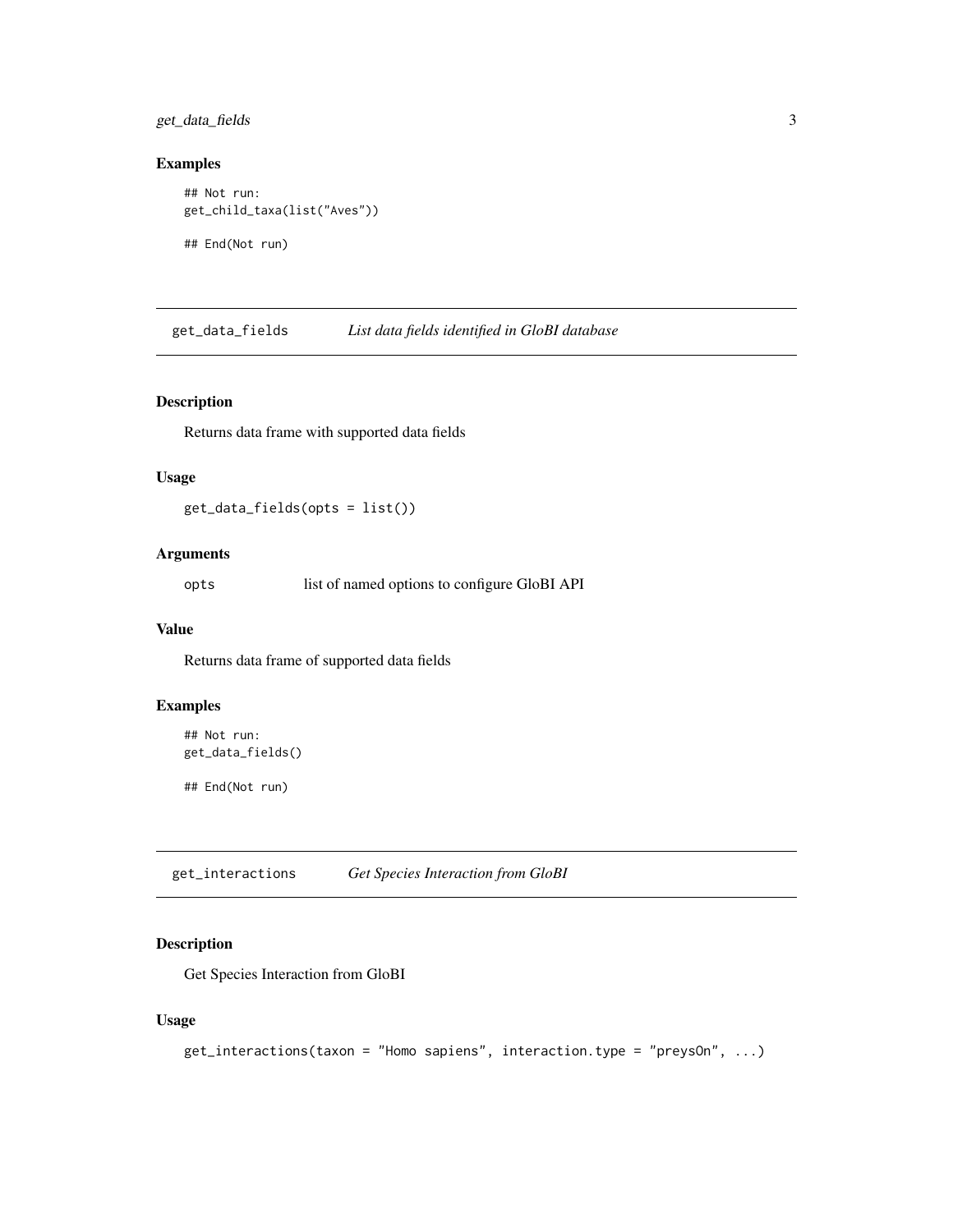## Examples

```
## Not run:
get_child_taxa(list("Aves"))

## End(Not run)
```

---

## get_data_fields — *List data fields identified in GloBI database*

### Description

Returns data frame with supported data fields

### Usage

```
get_data_fields(opts = list())
```

### Arguments

| | |
|---|---|
| opts | list of named options to configure GloBI API |

### Value

Returns data frame of supported data fields

### Examples

```
## Not run:
get_data_fields()

## End(Not run)
```

---

## get_interactions — *Get Species Interaction from GloBI*

### Description

Get Species Interaction from GloBI

### Usage

```
get_interactions(taxon = "Homo sapiens", interaction.type = "preysOn", ...)
```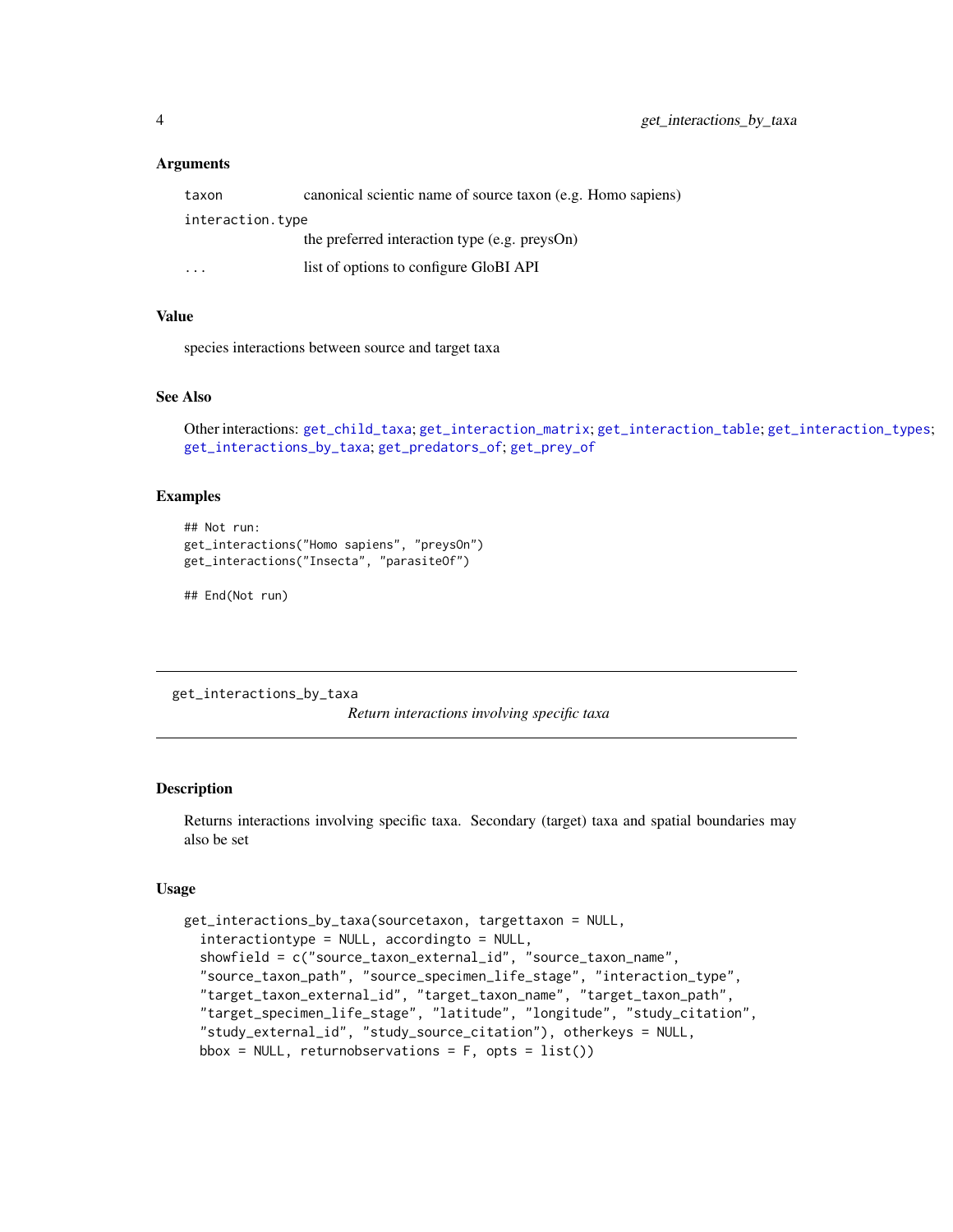### Arguments

| | |
|---|---|
| `taxon` | canonical scientic name of source taxon (e.g. Homo sapiens) |
| `interaction.type` | the preferred interaction type (e.g. preysOn) |
| `...` | list of options to configure GloBI API |

### Value

species interactions between source and target taxa

### See Also

Other interactions: `get_child_taxa`; `get_interaction_matrix`; `get_interaction_table`; `get_interaction_types`; `get_interactions_by_taxa`; `get_predators_of`; `get_prey_of`

### Examples

```
## Not run:
get_interactions("Homo sapiens", "preysOn")
get_interactions("Insecta", "parasiteOf")

## End(Not run)
```

---

## get_interactions_by_taxa &nbsp;&nbsp;&nbsp; *Return interactions involving specific taxa*

---

### Description

Returns interactions involving specific taxa. Secondary (target) taxa and spatial boundaries may also be set

### Usage

```
get_interactions_by_taxa(sourcetaxon, targettaxon = NULL,
  interactiontype = NULL, accordingto = NULL,
  showfield = c("source_taxon_external_id", "source_taxon_name",
  "source_taxon_path", "source_specimen_life_stage", "interaction_type",
  "target_taxon_external_id", "target_taxon_name", "target_taxon_path",
  "target_specimen_life_stage", "latitude", "longitude", "study_citation",
  "study_external_id", "study_source_citation"), otherkeys = NULL,
  bbox = NULL, returnobservations = F, opts = list())
```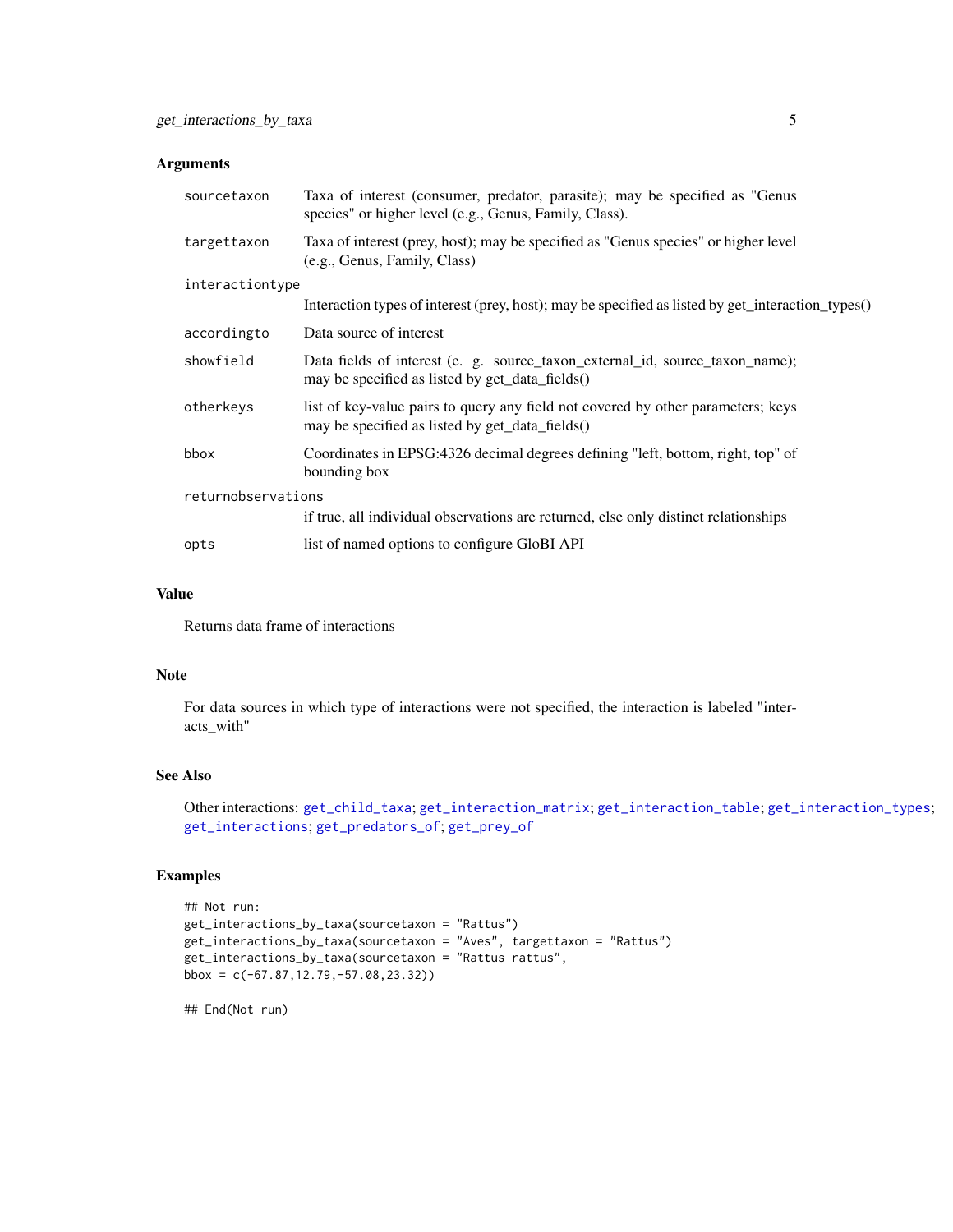### Arguments

| Argument | Description |
| --- | --- |
| `sourcetaxon` | Taxa of interest (consumer, predator, parasite); may be specified as "Genus species" or higher level (e.g., Genus, Family, Class). |
| `targettaxon` | Taxa of interest (prey, host); may be specified as "Genus species" or higher level (e.g., Genus, Family, Class) |
| `interactiontype` | Interaction types of interest (prey, host); may be specified as listed by get_interaction_types() |
| `accordingto` | Data source of interest |
| `showfield` | Data fields of interest (e. g. source_taxon_external_id, source_taxon_name); may be specified as listed by get_data_fields() |
| `otherkeys` | list of key-value pairs to query any field not covered by other parameters; keys may be specified as listed by get_data_fields() |
| `bbox` | Coordinates in EPSG:4326 decimal degrees defining "left, bottom, right, top" of bounding box |
| `returnobservations` | if true, all individual observations are returned, else only distinct relationships |
| `opts` | list of named options to configure GloBI API |

### Value

Returns data frame of interactions

### Note

For data sources in which type of interactions were not specified, the interaction is labeled "interacts_with"

### See Also

Other interactions: `get_child_taxa`; `get_interaction_matrix`; `get_interaction_table`; `get_interaction_types`; `get_interactions`; `get_predators_of`; `get_prey_of`

### Examples

```
## Not run:
get_interactions_by_taxa(sourcetaxon = "Rattus")
get_interactions_by_taxa(sourcetaxon = "Aves", targettaxon = "Rattus")
get_interactions_by_taxa(sourcetaxon = "Rattus rattus",
bbox = c(-67.87,12.79,-57.08,23.32))

## End(Not run)
```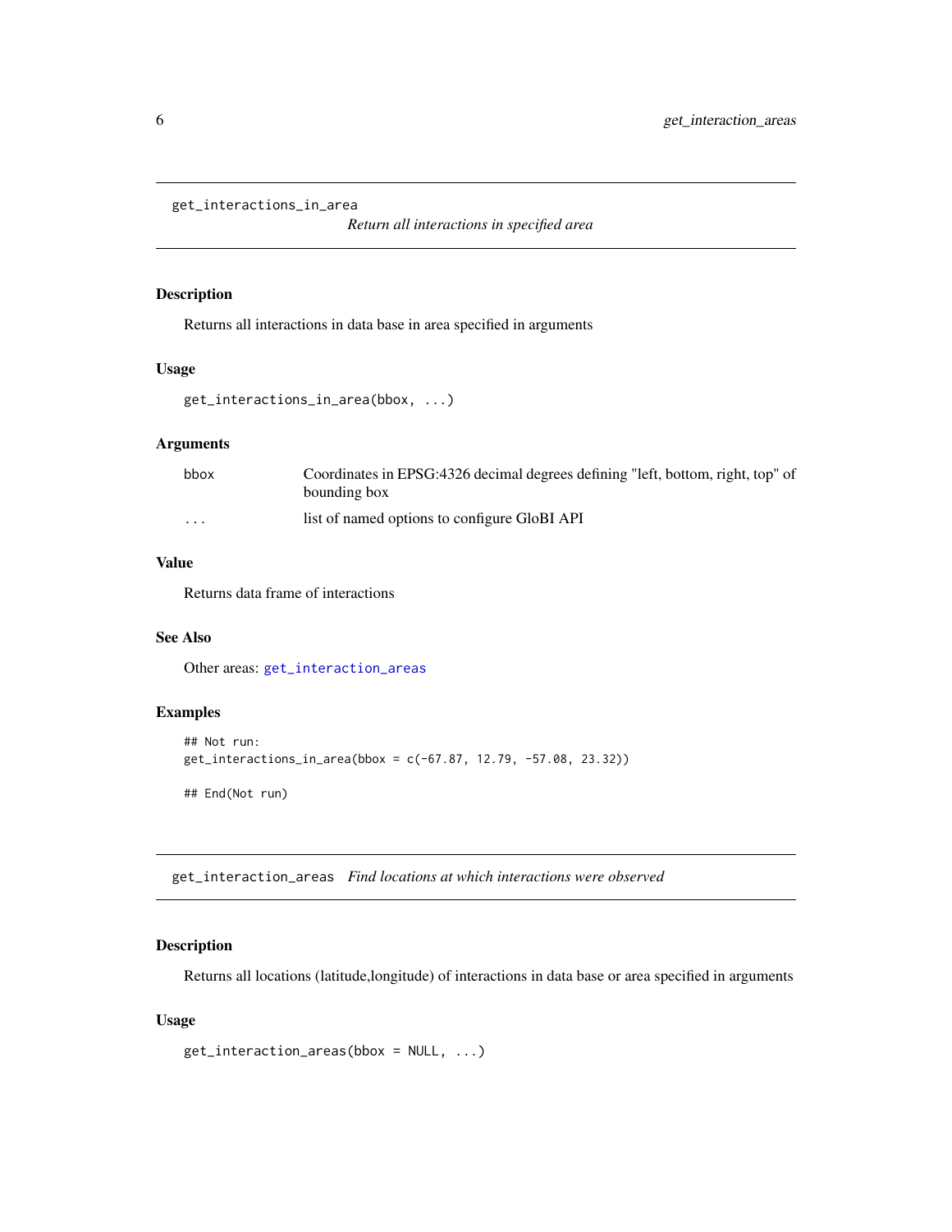## get_interactions_in_area

*Return all interactions in specified area*

### Description

Returns all interactions in data base in area specified in arguments

### Usage

```
get_interactions_in_area(bbox, ...)
```

### Arguments

| | |
|---|---|
| bbox | Coordinates in EPSG:4326 decimal degrees defining "left, bottom, right, top" of bounding box |
| ... | list of named options to configure GloBI API |

### Value

Returns data frame of interactions

### See Also

Other areas: get_interaction_areas

### Examples

```
## Not run:
get_interactions_in_area(bbox = c(-67.87, 12.79, -57.08, 23.32))

## End(Not run)
```

## get_interaction_areas

*Find locations at which interactions were observed*

### Description

Returns all locations (latitude,longitude) of interactions in data base or area specified in arguments

### Usage

```
get_interaction_areas(bbox = NULL, ...)
```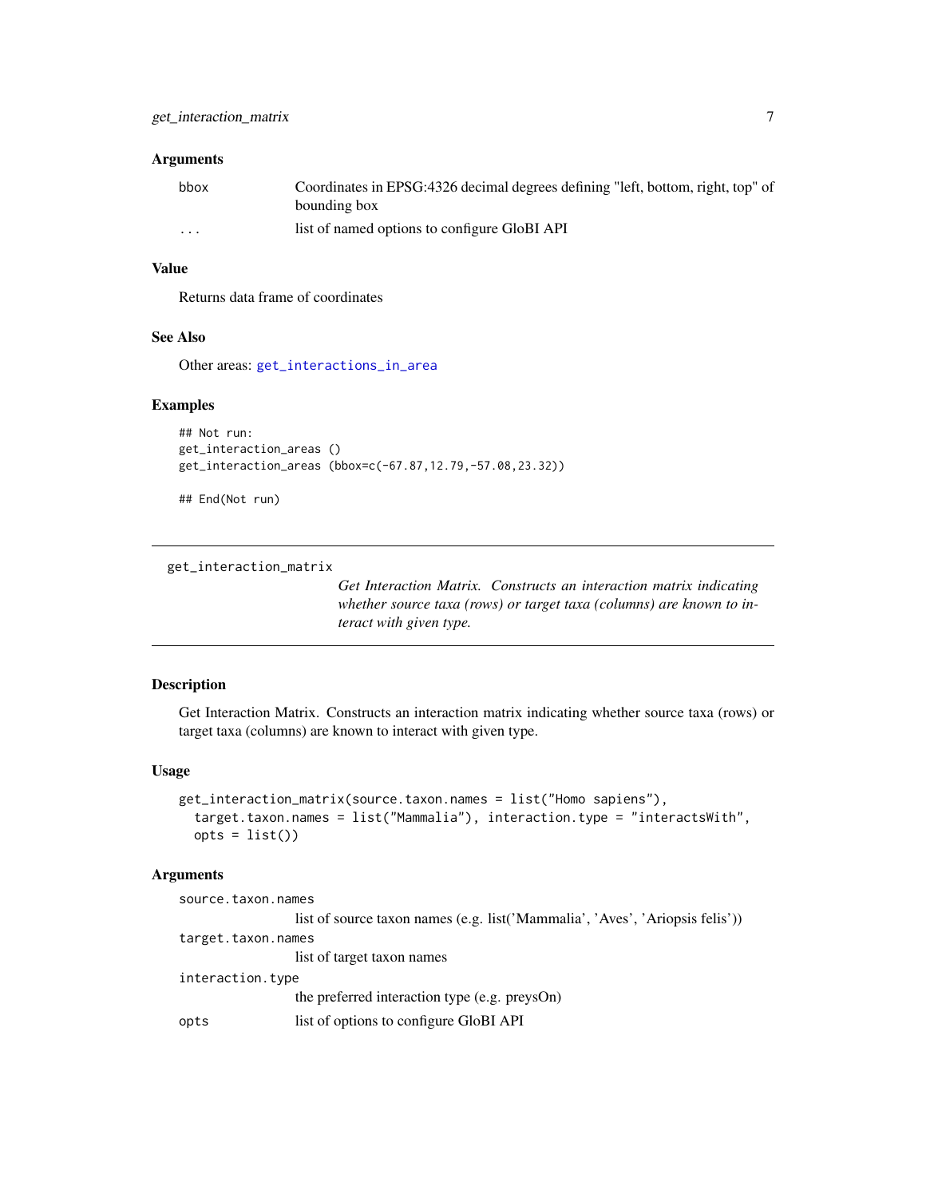### Arguments

| | |
|---|---|
| bbox | Coordinates in EPSG:4326 decimal degrees defining "left, bottom, right, top" of bounding box |
| ... | list of named options to configure GloBI API |

### Value

Returns data frame of coordinates

### See Also

Other areas: `get_interactions_in_area`

### Examples

```
## Not run:
get_interaction_areas ()
get_interaction_areas (bbox=c(-67.87,12.79,-57.08,23.32))

## End(Not run)
```

---

## get_interaction_matrix

*Get Interaction Matrix. Constructs an interaction matrix indicating whether source taxa (rows) or target taxa (columns) are known to interact with given type.*

---

### Description

Get Interaction Matrix. Constructs an interaction matrix indicating whether source taxa (rows) or target taxa (columns) are known to interact with given type.

### Usage

```
get_interaction_matrix(source.taxon.names = list("Homo sapiens"),
  target.taxon.names = list("Mammalia"), interaction.type = "interactsWith",
  opts = list())
```

### Arguments

| | |
|---|---|
| source.taxon.names | list of source taxon names (e.g. list('Mammalia', 'Aves', 'Ariopsis felis')) |
| target.taxon.names | list of target taxon names |
| interaction.type | the preferred interaction type (e.g. preysOn) |
| opts | list of options to configure GloBI API |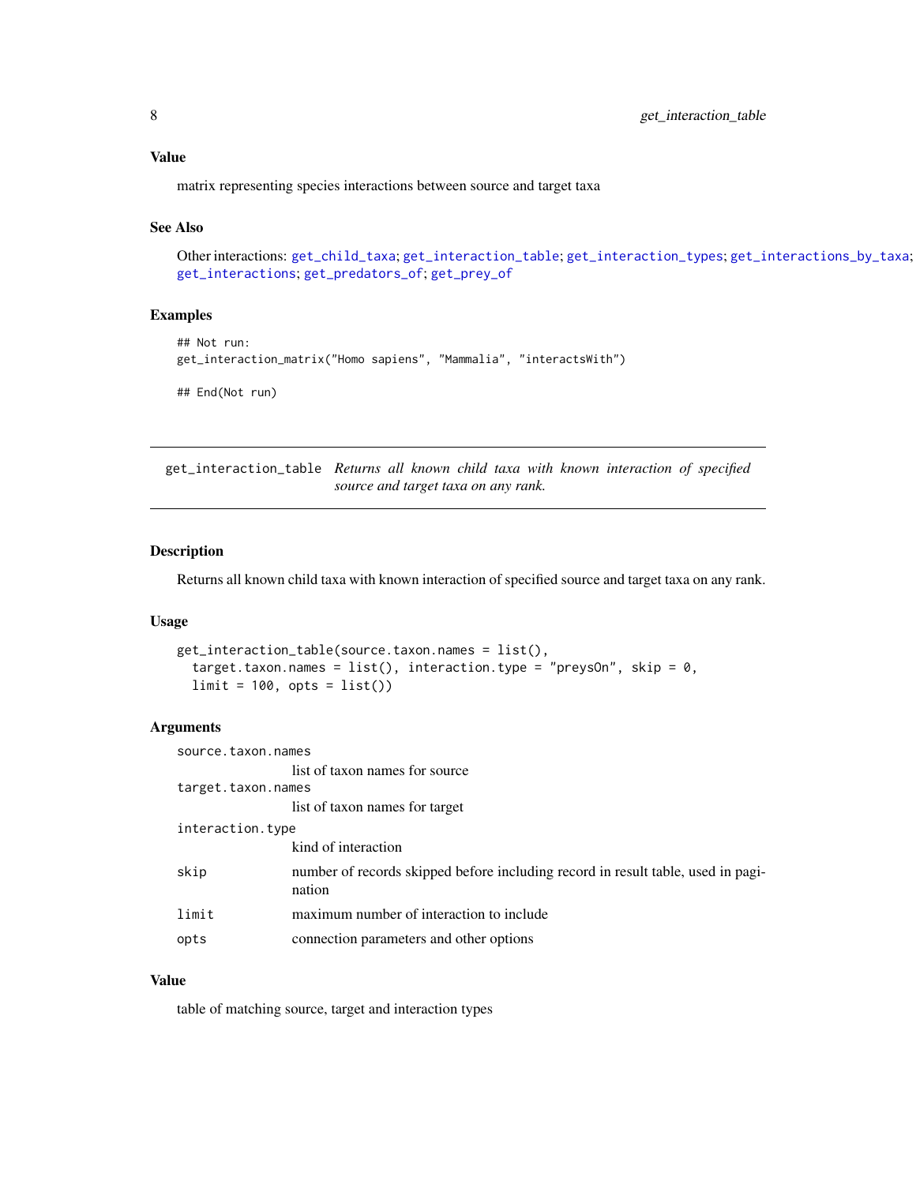### Value

matrix representing species interactions between source and target taxa

### See Also

Other interactions: get_child_taxa; get_interaction_table; get_interaction_types; get_interactions_by_taxa; get_interactions; get_predators_of; get_prey_of

### Examples

```
## Not run:
get_interaction_matrix("Homo sapiens", "Mammalia", "interactsWith")

## End(Not run)
```

---

## get_interaction_table *Returns all known child taxa with known interaction of specified source and target taxa on any rank.*

---

### Description

Returns all known child taxa with known interaction of specified source and target taxa on any rank.

### Usage

```
get_interaction_table(source.taxon.names = list(),
  target.taxon.names = list(), interaction.type = "preysOn", skip = 0,
  limit = 100, opts = list())
```

### Arguments

| | |
|---|---|
| source.taxon.names | list of taxon names for source |
| target.taxon.names | list of taxon names for target |
| interaction.type | kind of interaction |
| skip | number of records skipped before including record in result table, used in pagination |
| limit | maximum number of interaction to include |
| opts | connection parameters and other options |

### Value

table of matching source, target and interaction types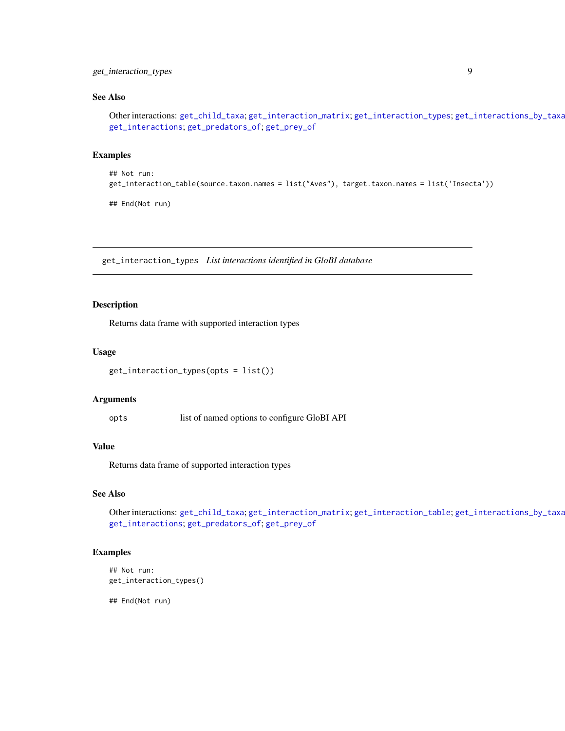### See Also

Other interactions: get_child_taxa; get_interaction_matrix; get_interaction_types; get_interactions_by_taxa; get_interactions; get_predators_of; get_prey_of

### Examples

```
## Not run:
get_interaction_table(source.taxon.names = list("Aves"), target.taxon.names = list('Insecta'))

## End(Not run)
```

---

## get_interaction_types *List interactions identified in GloBI database*

### Description

Returns data frame with supported interaction types

### Usage

```
get_interaction_types(opts = list())
```

### Arguments

| | |
|---|---|
| opts | list of named options to configure GloBI API |

### Value

Returns data frame of supported interaction types

### See Also

Other interactions: get_child_taxa; get_interaction_matrix; get_interaction_table; get_interactions_by_taxa; get_interactions; get_predators_of; get_prey_of

### Examples

```
## Not run:
get_interaction_types()

## End(Not run)
```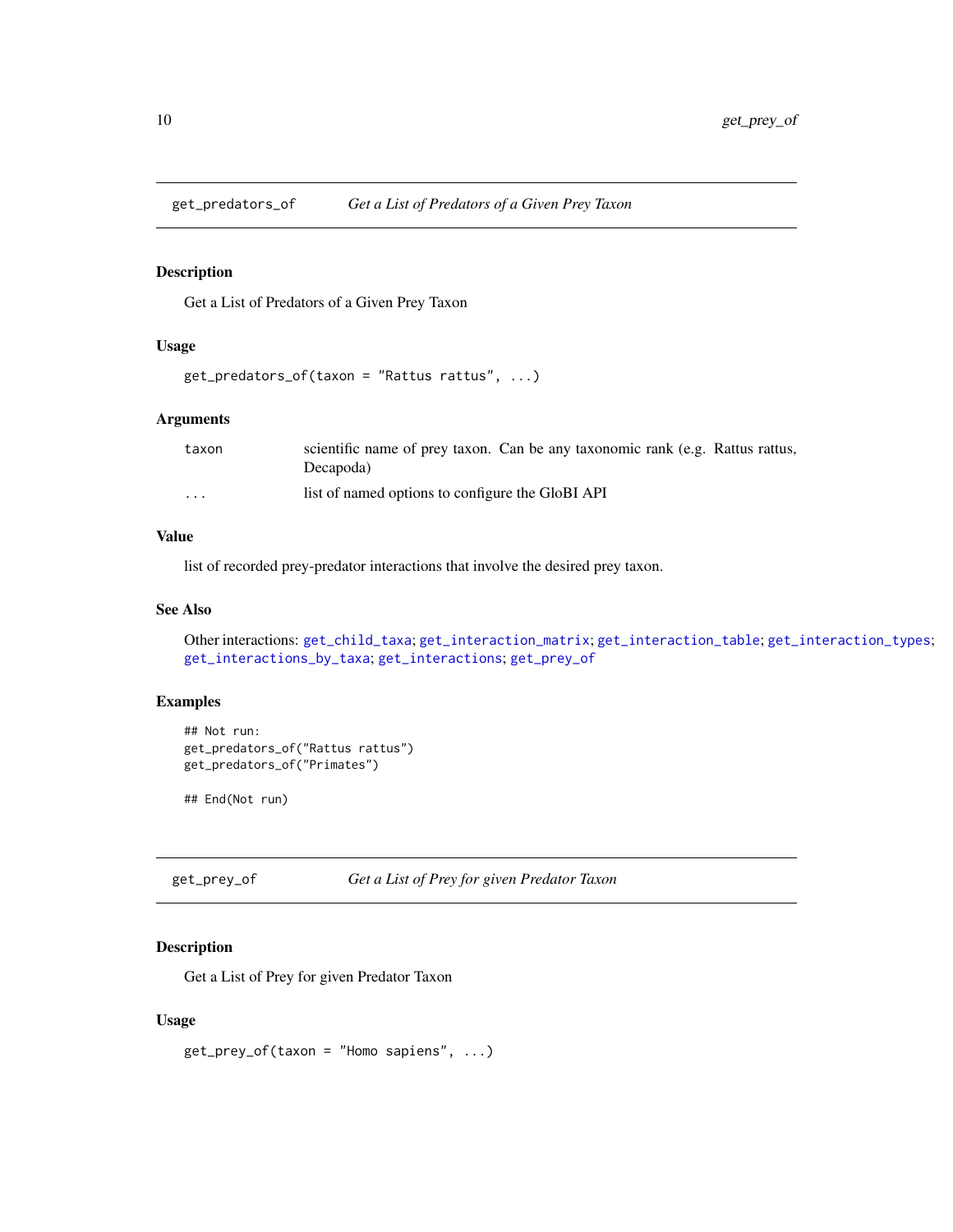## get_predators_of — *Get a List of Predators of a Given Prey Taxon*

### Description

Get a List of Predators of a Given Prey Taxon

### Usage

```
get_predators_of(taxon = "Rattus rattus", ...)
```

### Arguments

| | |
|---|---|
| taxon | scientific name of prey taxon. Can be any taxonomic rank (e.g. Rattus rattus, Decapoda) |
| ... | list of named options to configure the GloBI API |

### Value

list of recorded prey-predator interactions that involve the desired prey taxon.

### See Also

Other interactions: get_child_taxa; get_interaction_matrix; get_interaction_table; get_interaction_types; get_interactions_by_taxa; get_interactions; get_prey_of

### Examples

```
## Not run:
get_predators_of("Rattus rattus")
get_predators_of("Primates")

## End(Not run)
```

## get_prey_of — *Get a List of Prey for given Predator Taxon*

### Description

Get a List of Prey for given Predator Taxon

### Usage

```
get_prey_of(taxon = "Homo sapiens", ...)
```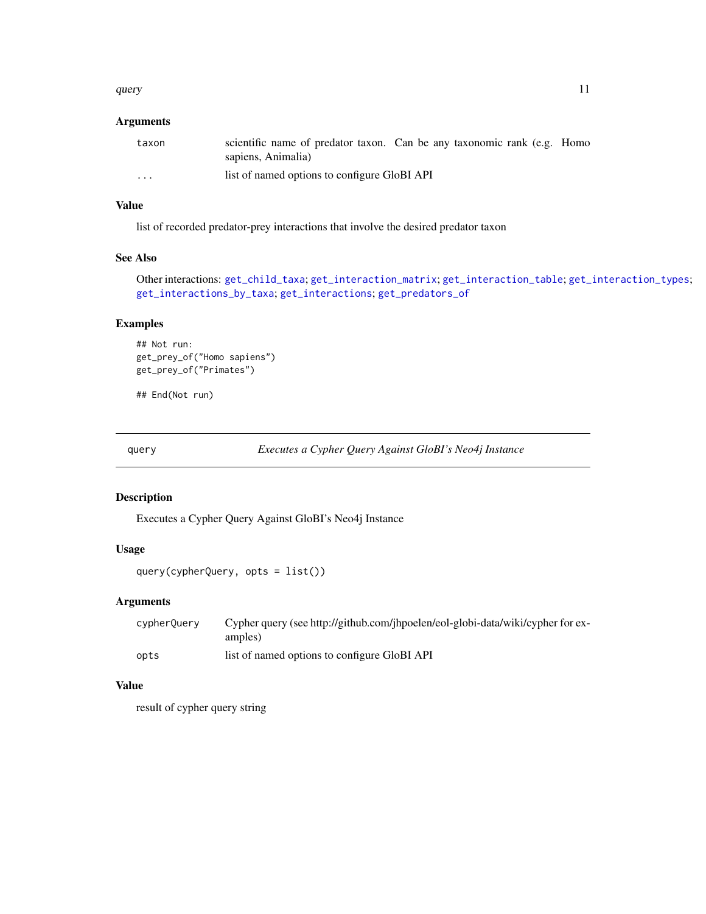### Arguments

| | |
|---|---|
| `taxon` | scientific name of predator taxon. Can be any taxonomic rank (e.g. Homo sapiens, Animalia) |
| `...` | list of named options to configure GloBI API |

### Value

list of recorded predator-prey interactions that involve the desired predator taxon

### See Also

Other interactions: `get_child_taxa`; `get_interaction_matrix`; `get_interaction_table`; `get_interaction_types`; `get_interactions_by_taxa`; `get_interactions`; `get_predators_of`

### Examples

```
## Not run:
get_prey_of("Homo sapiens")
get_prey_of("Primates")

## End(Not run)
```

---

## `query` — *Executes a Cypher Query Against GloBI's Neo4j Instance*

---

### Description

Executes a Cypher Query Against GloBI's Neo4j Instance

### Usage

```
query(cypherQuery, opts = list())
```

### Arguments

| | |
|---|---|
| `cypherQuery` | Cypher query (see http://github.com/jhpoelen/eol-globi-data/wiki/cypher for examples) |
| `opts` | list of named options to configure GloBI API |

### Value

result of cypher query string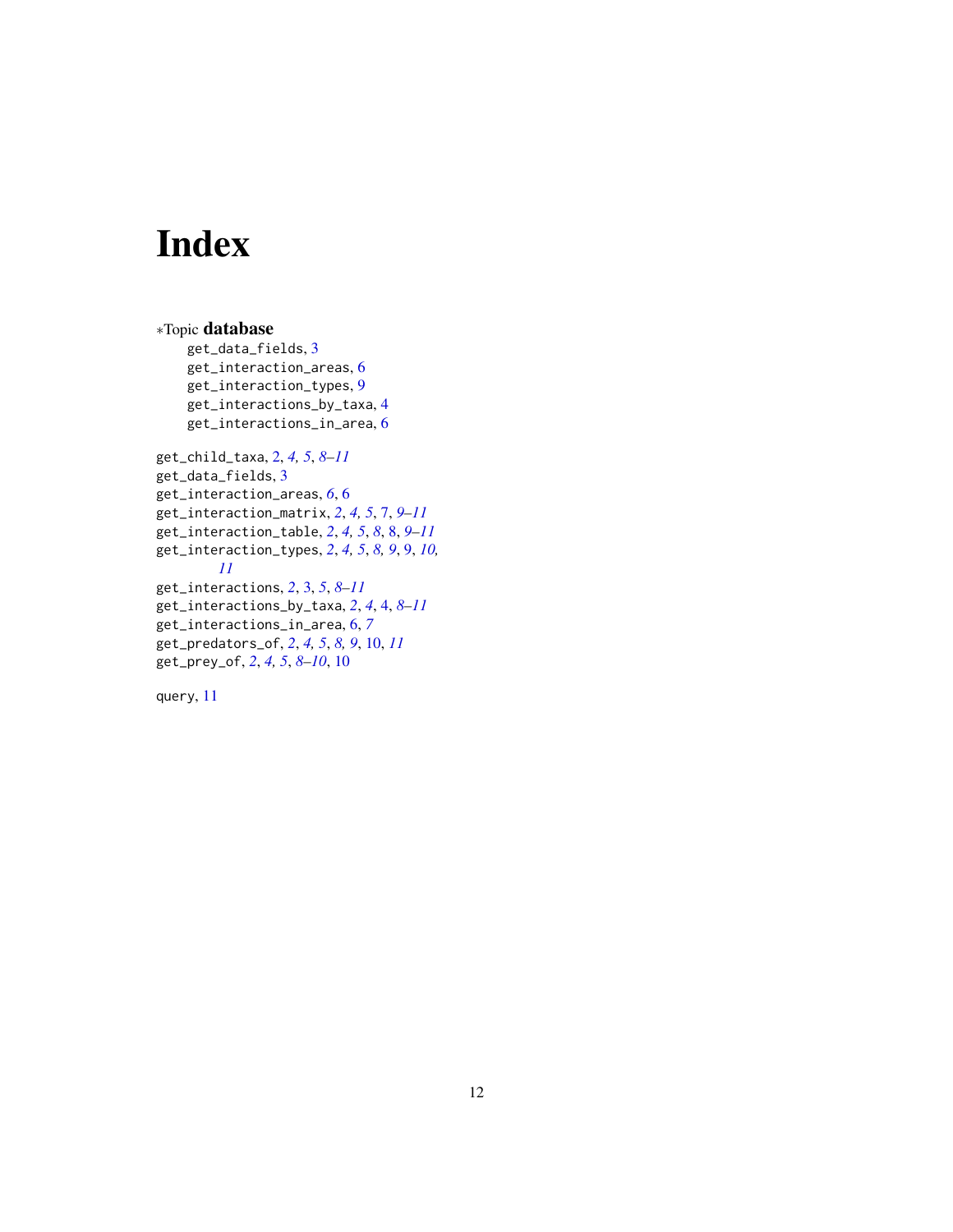# Index

*Topic **database**

get_data_fields, 3
get_interaction_areas, 6
get_interaction_types, 9
get_interactions_by_taxa, 4
get_interactions_in_area, 6

get_child_taxa, 2, *4, 5*, *8–11*
get_data_fields, 3
get_interaction_areas, *6*, 6
get_interaction_matrix, *2*, *4, 5*, 7, *9–11*
get_interaction_table, *2*, *4, 5*, *8*, 8, *9–11*
get_interaction_types, *2*, *4, 5*, *8, 9*, 9, *10, 11*
get_interactions, *2*, 3, *5*, *8–11*
get_interactions_by_taxa, *2*, *4*, 4, *8–11*
get_interactions_in_area, 6, *7*
get_predators_of, *2*, *4, 5*, *8, 9*, 10, *11*
get_prey_of, *2*, *4, 5*, *8–10*, 10

query, 11